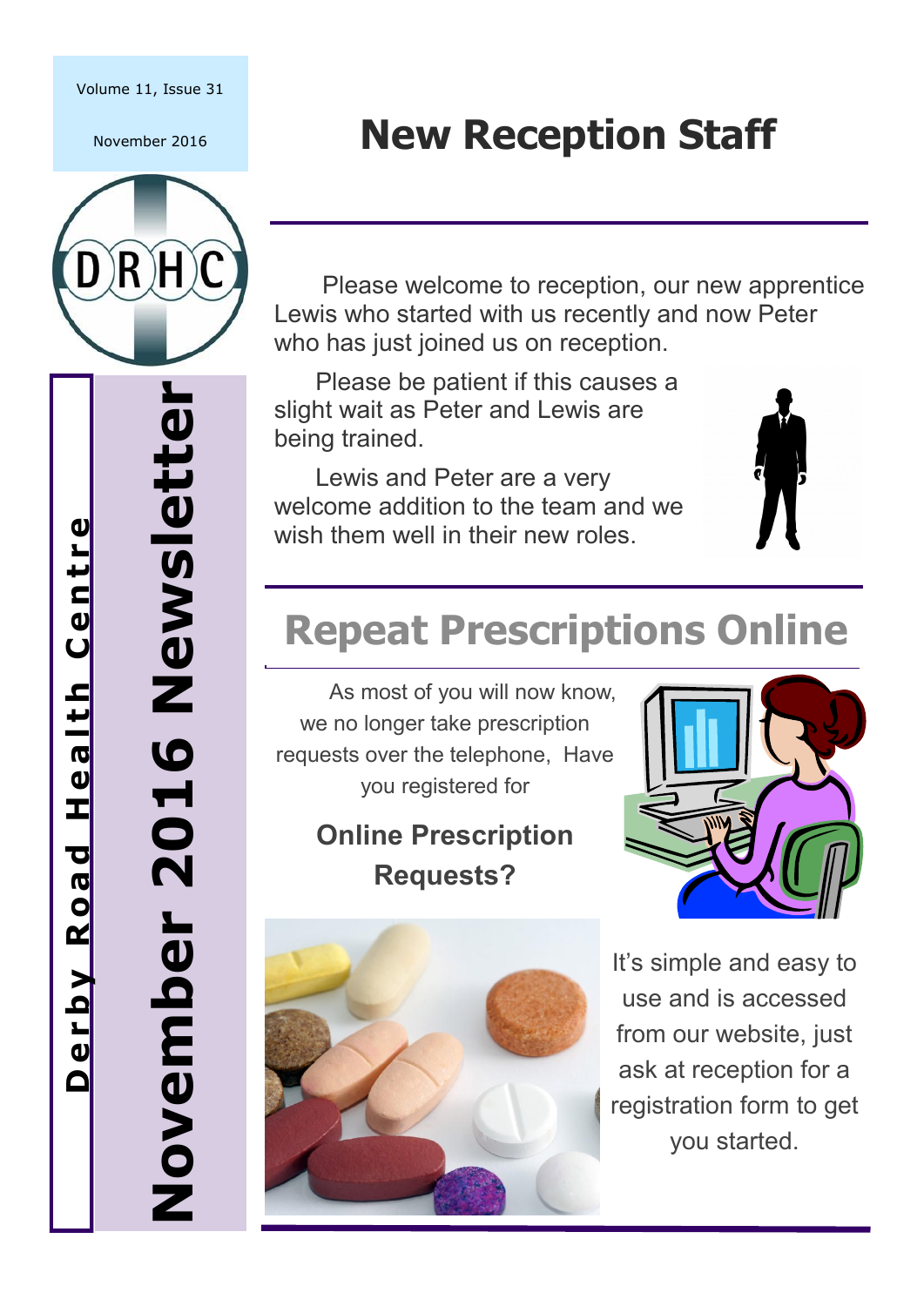Volume 11, Issue 31

November 2016

DRHC

**Derby Road Health Centre**

**November 2016 Newsletter**

# New Reception Staff

Please welcome to reception, our new apprentice Lewis who started with us recently and now Peter who has just joined us on reception.

Please be patient if this causes a slight wait as Peter and Lewis are being trained.

Lewis and Peter are a very welcome addition to the team and we wish them well in their new roles.

# Repeat Prescriptions Online

As most of you will now know, we no longer take prescription requests over the telephone, Have you registered for

**Online Prescription Requests?**

It's simple and easy to use and is accessed from our website, just ask at reception for a registration form to get you started.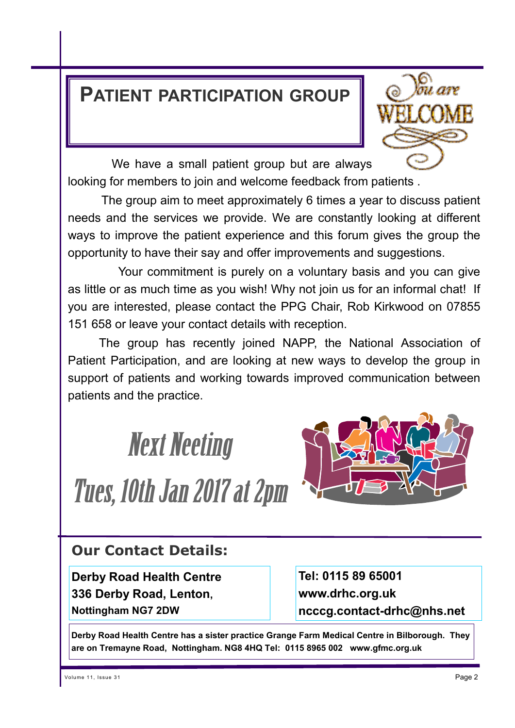# PATIENT PARTICIPATION GROUP

We have a small patient group but are always looking for members to join and welcome feedback from patients .

The group aim to meet approximately 6 times a year to discuss patient needs and the services we provide. We are constantly looking at different ways to improve the patient experience and this forum gives the group the opportunity to have their say and offer improvements and suggestions.

Your commitment is purely on a voluntary basis and you can give as little or as much time as you wish! Why not join us for an informal chat! If you are interested, please contact the PPG Chair, Rob Kirkwood on 07855 151 658 or leave your contact details with reception.

The group has recently joined NAPP, the National Association of Patient Participation, and are looking at new ways to develop the group in support of patients and working towards improved communication between patients and the practice.

## Next Meeting

## Tues, 10th Jan 2017 at 2pm

## Our Contact Details:

**Derby Road Health Centre**
**336 Derby Road, Lenton,**
**Nottingham NG7 2DW**

**Tel: 0115 89 65001**
**www.drhc.org.uk**
**ncccg.contact-drhc@nhs.net**

**Derby Road Health Centre has a sister practice Grange Farm Medical Centre in Bilborough. They are on Tremayne Road, Nottingham. NG8 4HQ Tel: 0115 8965 002 www.gfmc.org.uk**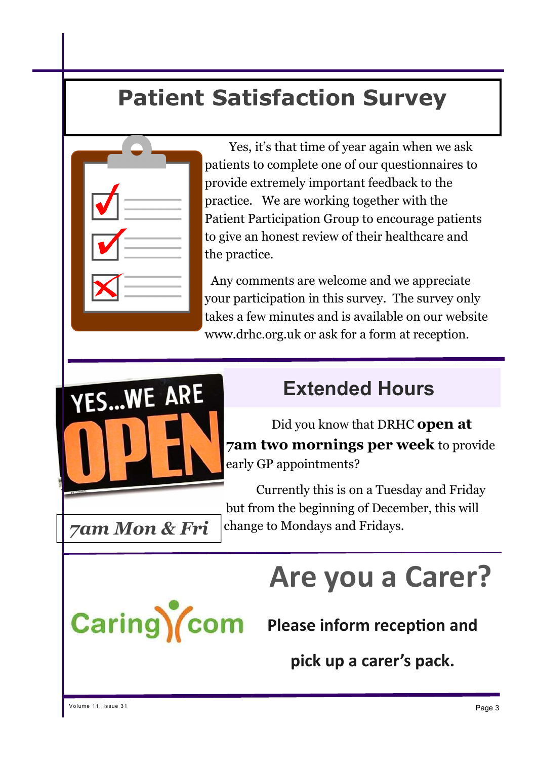# Patient Satisfaction Survey

Yes, it's that time of year again when we ask patients to complete one of our questionnaires to provide extremely important feedback to the practice. We are working together with the Patient Participation Group to encourage patients to give an honest review of their healthcare and the practice.

Any comments are welcome and we appreciate your participation in this survey. The survey only takes a few minutes and is available on our website www.drhc.org.uk or ask for a form at reception.

## Extended Hours

*7am Mon & Fri*

Did you know that DRHC **open at 7am two mornings per week** to provide early GP appointments?

Currently this is on a Tuesday and Friday but from the beginning of December, this will change to Mondays and Fridays.

# Are you a Carer?

Caring com

**Please inform reception and pick up a carer's pack.**